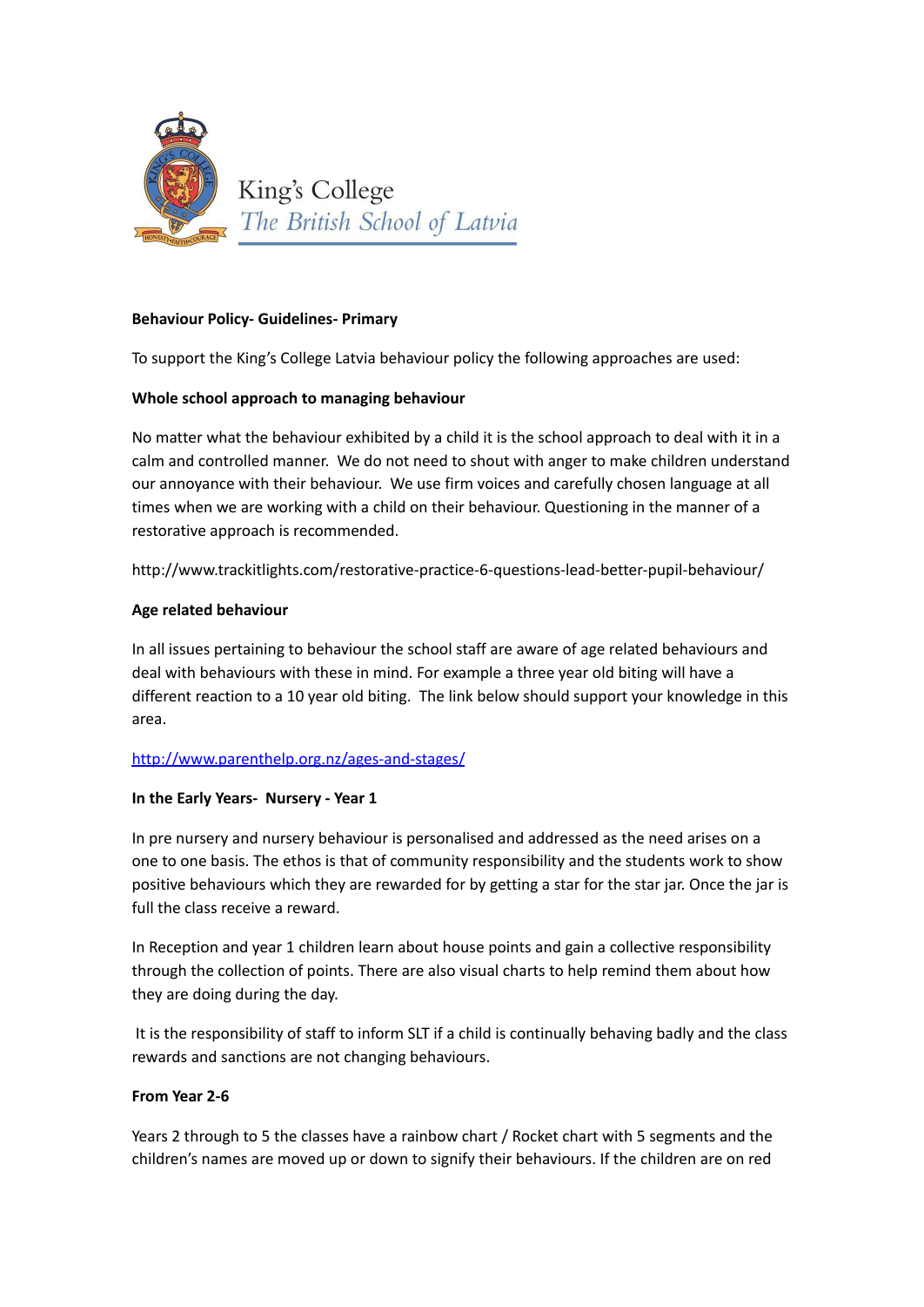King's College
*The British School of Latvia*

**Behaviour Policy- Guidelines- Primary**

To support the King's College Latvia behaviour policy the following approaches are used:

**Whole school approach to managing behaviour**

No matter what the behaviour exhibited by a child it is the school approach to deal with it in a calm and controlled manner. We do not need to shout with anger to make children understand our annoyance with their behaviour. We use firm voices and carefully chosen language at all times when we are working with a child on their behaviour. Questioning in the manner of a restorative approach is recommended.

http://www.trackitlights.com/restorative-practice-6-questions-lead-better-pupil-behaviour/

**Age related behaviour**

In all issues pertaining to behaviour the school staff are aware of age related behaviours and deal with behaviours with these in mind. For example a three year old biting will have a different reaction to a 10 year old biting. The link below should support your knowledge in this area.

http://www.parenthelp.org.nz/ages-and-stages/

**In the Early Years- Nursery - Year 1**

In pre nursery and nursery behaviour is personalised and addressed as the need arises on a one to one basis. The ethos is that of community responsibility and the students work to show positive behaviours which they are rewarded for by getting a star for the star jar. Once the jar is full the class receive a reward.

In Reception and year 1 children learn about house points and gain a collective responsibility through the collection of points. There are also visual charts to help remind them about how they are doing during the day.

It is the responsibility of staff to inform SLT if a child is continually behaving badly and the class rewards and sanctions are not changing behaviours.

**From Year 2-6**

Years 2 through to 5 the classes have a rainbow chart / Rocket chart with 5 segments and the children's names are moved up or down to signify their behaviours. If the children are on red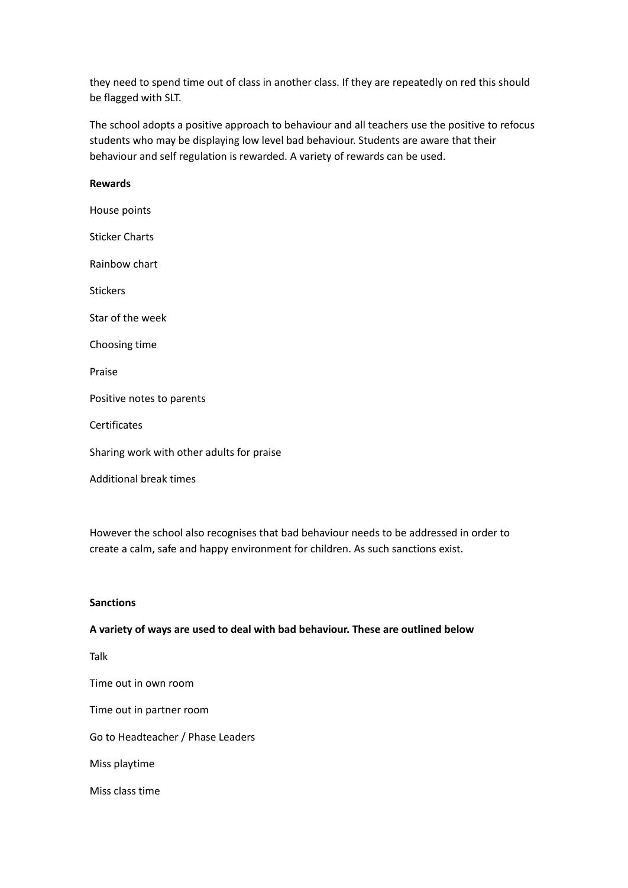they need to spend time out of class in another class. If they are repeatedly on red this should be flagged with SLT.

The school adopts a positive approach to behaviour and all teachers use the positive to refocus students who may be displaying low level bad behaviour. Students are aware that their behaviour and self regulation is rewarded. A variety of rewards can be used.

**Rewards**

House points

Sticker Charts

Rainbow chart

Stickers

Star of the week

Choosing time

Praise

Positive notes to parents

Certificates

Sharing work with other adults for praise

Additional break times

However the school also recognises that bad behaviour needs to be addressed in order to create a calm, safe and happy environment for children. As such sanctions exist.

**Sanctions**

**A variety of ways are used to deal with bad behaviour. These are outlined below**

Talk

Time out in own room

Time out in partner room

Go to Headteacher / Phase Leaders

Miss playtime

Miss class time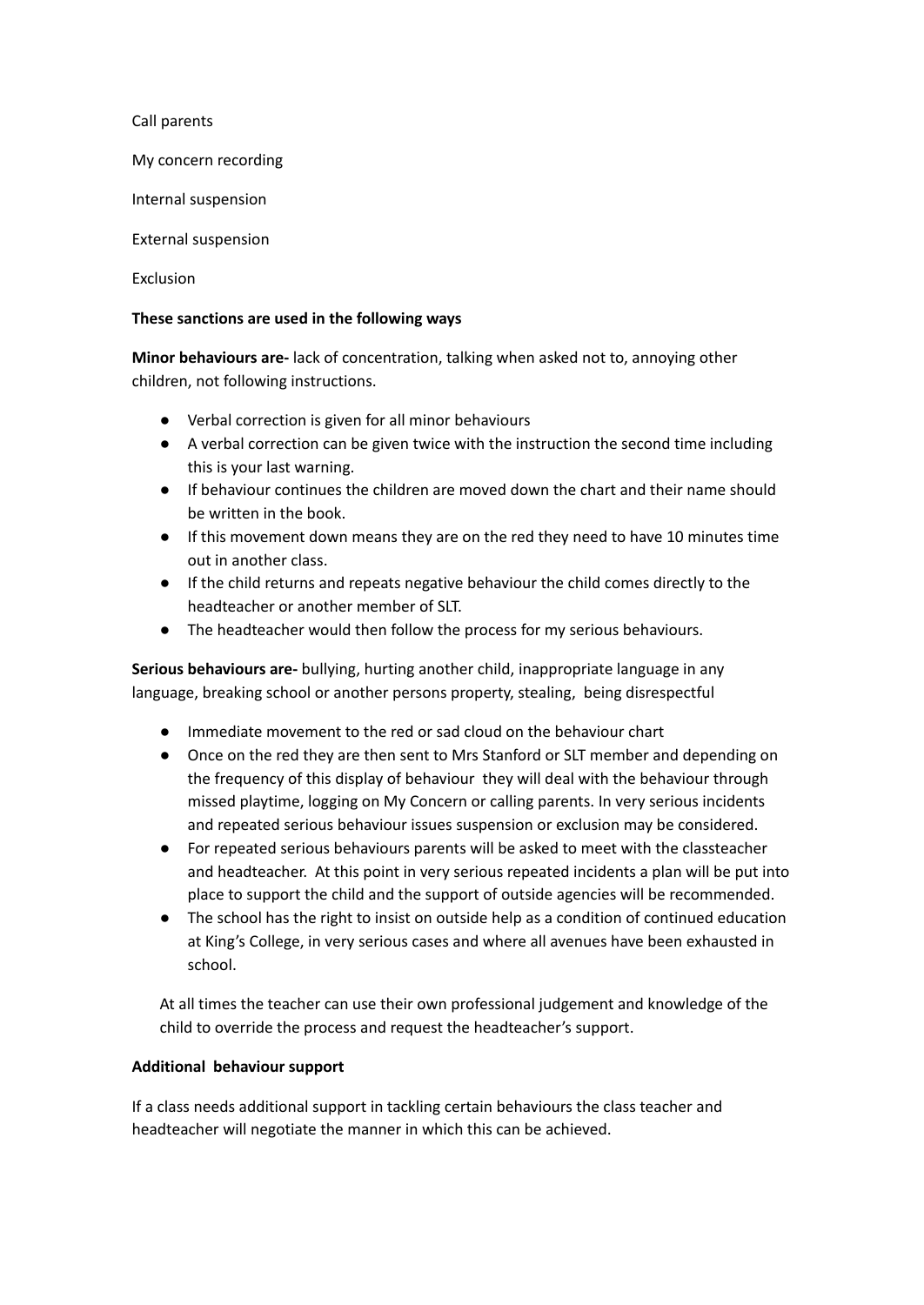Call parents

My concern recording

Internal suspension

External suspension

Exclusion

**These sanctions are used in the following ways**

**Minor behaviours are-** lack of concentration, talking when asked not to, annoying other children, not following instructions.

- Verbal correction is given for all minor behaviours
- A verbal correction can be given twice with the instruction the second time including this is your last warning.
- If behaviour continues the children are moved down the chart and their name should be written in the book.
- If this movement down means they are on the red they need to have 10 minutes time out in another class.
- If the child returns and repeats negative behaviour the child comes directly to the headteacher or another member of SLT.
- The headteacher would then follow the process for my serious behaviours.

**Serious behaviours are-** bullying, hurting another child, inappropriate language in any language, breaking school or another persons property, stealing, being disrespectful

- Immediate movement to the red or sad cloud on the behaviour chart
- Once on the red they are then sent to Mrs Stanford or SLT member and depending on the frequency of this display of behaviour they will deal with the behaviour through missed playtime, logging on My Concern or calling parents. In very serious incidents and repeated serious behaviour issues suspension or exclusion may be considered.
- For repeated serious behaviours parents will be asked to meet with the classteacher and headteacher. At this point in very serious repeated incidents a plan will be put into place to support the child and the support of outside agencies will be recommended.
- The school has the right to insist on outside help as a condition of continued education at King's College, in very serious cases and where all avenues have been exhausted in school.

At all times the teacher can use their own professional judgement and knowledge of the child to override the process and request the headteacher's support.

**Additional behaviour support**

If a class needs additional support in tackling certain behaviours the class teacher and headteacher will negotiate the manner in which this can be achieved.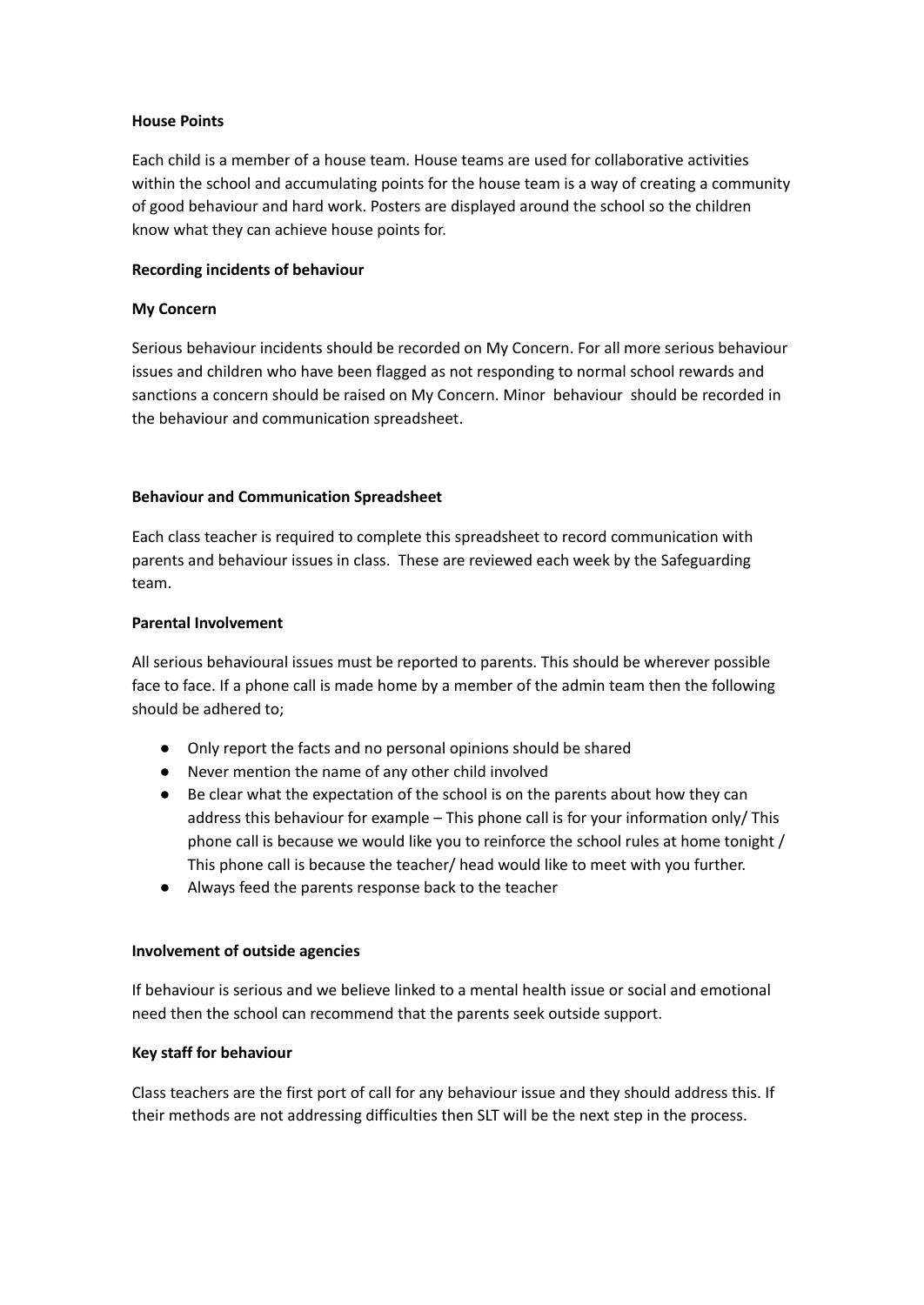**House Points**

Each child is a member of a house team. House teams are used for collaborative activities within the school and accumulating points for the house team is a way of creating a community of good behaviour and hard work. Posters are displayed around the school so the children know what they can achieve house points for.

**Recording incidents of behaviour**

**My Concern**

Serious behaviour incidents should be recorded on My Concern. For all more serious behaviour issues and children who have been flagged as not responding to normal school rewards and sanctions a concern should be raised on My Concern. Minor behaviour should be recorded in the behaviour and communication spreadsheet.

**Behaviour and Communication Spreadsheet**

Each class teacher is required to complete this spreadsheet to record communication with parents and behaviour issues in class. These are reviewed each week by the Safeguarding team.

**Parental Involvement**

All serious behavioural issues must be reported to parents. This should be wherever possible face to face. If a phone call is made home by a member of the admin team then the following should be adhered to;

- Only report the facts and no personal opinions should be shared
- Never mention the name of any other child involved
- Be clear what the expectation of the school is on the parents about how they can address this behaviour for example – This phone call is for your information only/ This phone call is because we would like you to reinforce the school rules at home tonight / This phone call is because the teacher/ head would like to meet with you further.
- Always feed the parents response back to the teacher

**Involvement of outside agencies**

If behaviour is serious and we believe linked to a mental health issue or social and emotional need then the school can recommend that the parents seek outside support.

**Key staff for behaviour**

Class teachers are the first port of call for any behaviour issue and they should address this. If their methods are not addressing difficulties then SLT will be the next step in the process.